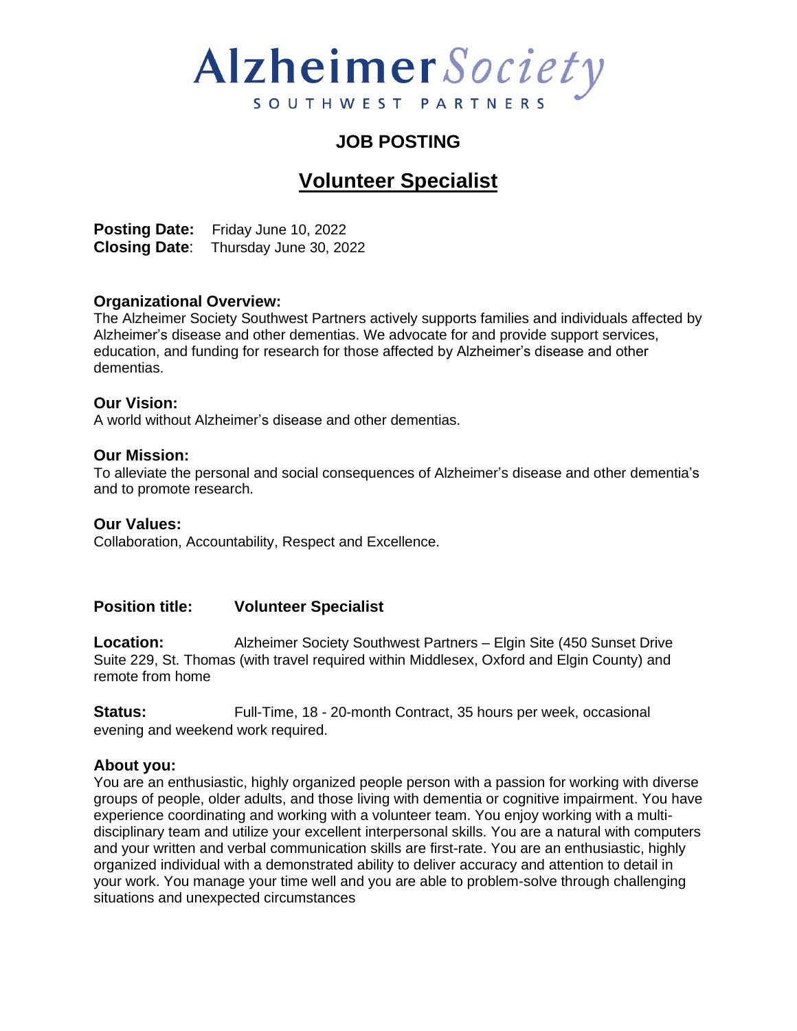# Alzheimer Society

SOUTHWEST PARTNERS

## JOB POSTING

## Volunteer Specialist

**Posting Date:** Friday June 10, 2022
**Closing Date**: Thursday June 30, 2022

**Organizational Overview:**
The Alzheimer Society Southwest Partners actively supports families and individuals affected by Alzheimer's disease and other dementias. We advocate for and provide support services, education, and funding for research for those affected by Alzheimer's disease and other dementias.

**Our Vision:**
A world without Alzheimer's disease and other dementias.

**Our Mission:**
To alleviate the personal and social consequences of Alzheimer's disease and other dementia's and to promote research.

**Our Values:**
Collaboration, Accountability, Respect and Excellence.

**Position title:** **Volunteer Specialist**

**Location:** Alzheimer Society Southwest Partners – Elgin Site (450 Sunset Drive Suite 229, St. Thomas (with travel required within Middlesex, Oxford and Elgin County) and remote from home

**Status:** Full-Time, 18 - 20-month Contract, 35 hours per week, occasional evening and weekend work required.

**About you:**
You are an enthusiastic, highly organized people person with a passion for working with diverse groups of people, older adults, and those living with dementia or cognitive impairment. You have experience coordinating and working with a volunteer team. You enjoy working with a multi-disciplinary team and utilize your excellent interpersonal skills. You are a natural with computers and your written and verbal communication skills are first-rate. You are an enthusiastic, highly organized individual with a demonstrated ability to deliver accuracy and attention to detail in your work. You manage your time well and you are able to problem-solve through challenging situations and unexpected circumstances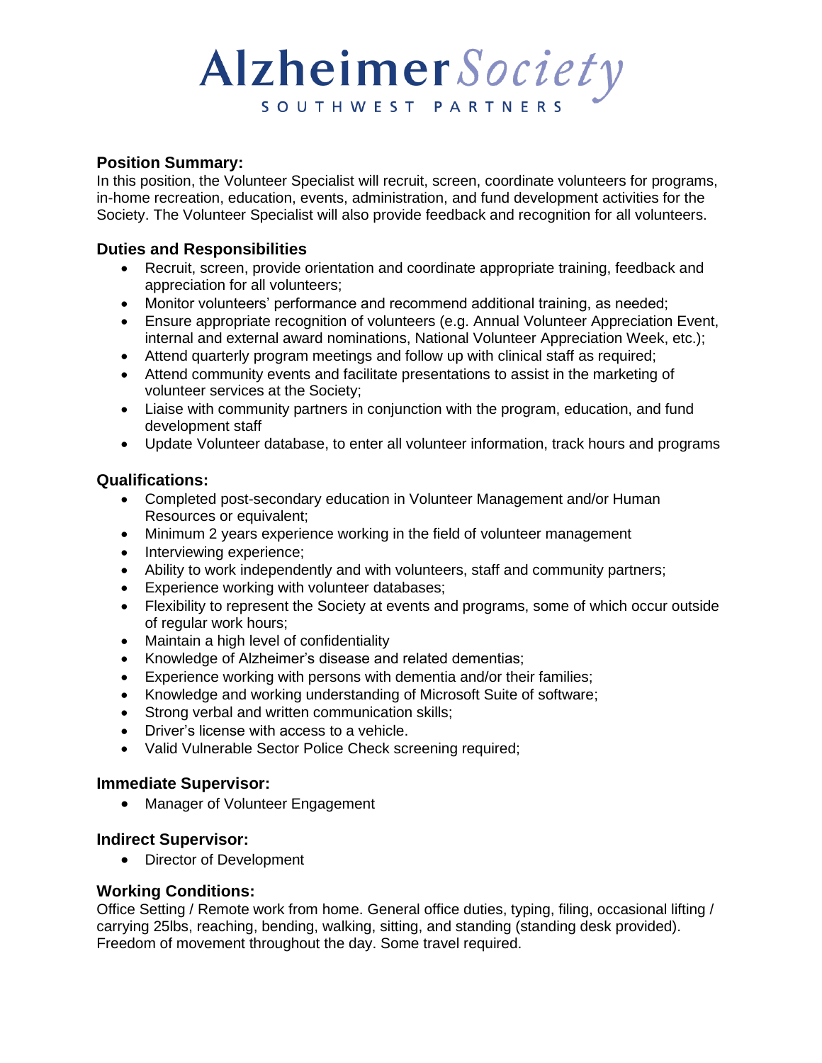# Alzheimer Society

SOUTHWEST PARTNERS

### Position Summary:

In this position, the Volunteer Specialist will recruit, screen, coordinate volunteers for programs, in-home recreation, education, events, administration, and fund development activities for the Society. The Volunteer Specialist will also provide feedback and recognition for all volunteers.

### Duties and Responsibilities

- Recruit, screen, provide orientation and coordinate appropriate training, feedback and appreciation for all volunteers;
- Monitor volunteers' performance and recommend additional training, as needed;
- Ensure appropriate recognition of volunteers (e.g. Annual Volunteer Appreciation Event, internal and external award nominations, National Volunteer Appreciation Week, etc.);
- Attend quarterly program meetings and follow up with clinical staff as required;
- Attend community events and facilitate presentations to assist in the marketing of volunteer services at the Society;
- Liaise with community partners in conjunction with the program, education, and fund development staff
- Update Volunteer database, to enter all volunteer information, track hours and programs

### Qualifications:

- Completed post-secondary education in Volunteer Management and/or Human Resources or equivalent;
- Minimum 2 years experience working in the field of volunteer management
- Interviewing experience;
- Ability to work independently and with volunteers, staff and community partners;
- Experience working with volunteer databases;
- Flexibility to represent the Society at events and programs, some of which occur outside of regular work hours;
- Maintain a high level of confidentiality
- Knowledge of Alzheimer's disease and related dementias;
- Experience working with persons with dementia and/or their families;
- Knowledge and working understanding of Microsoft Suite of software;
- Strong verbal and written communication skills;
- Driver's license with access to a vehicle.
- Valid Vulnerable Sector Police Check screening required;

### Immediate Supervisor:

- Manager of Volunteer Engagement

### Indirect Supervisor:

- Director of Development

### Working Conditions:

Office Setting / Remote work from home. General office duties, typing, filing, occasional lifting / carrying 25lbs, reaching, bending, walking, sitting, and standing (standing desk provided). Freedom of movement throughout the day. Some travel required.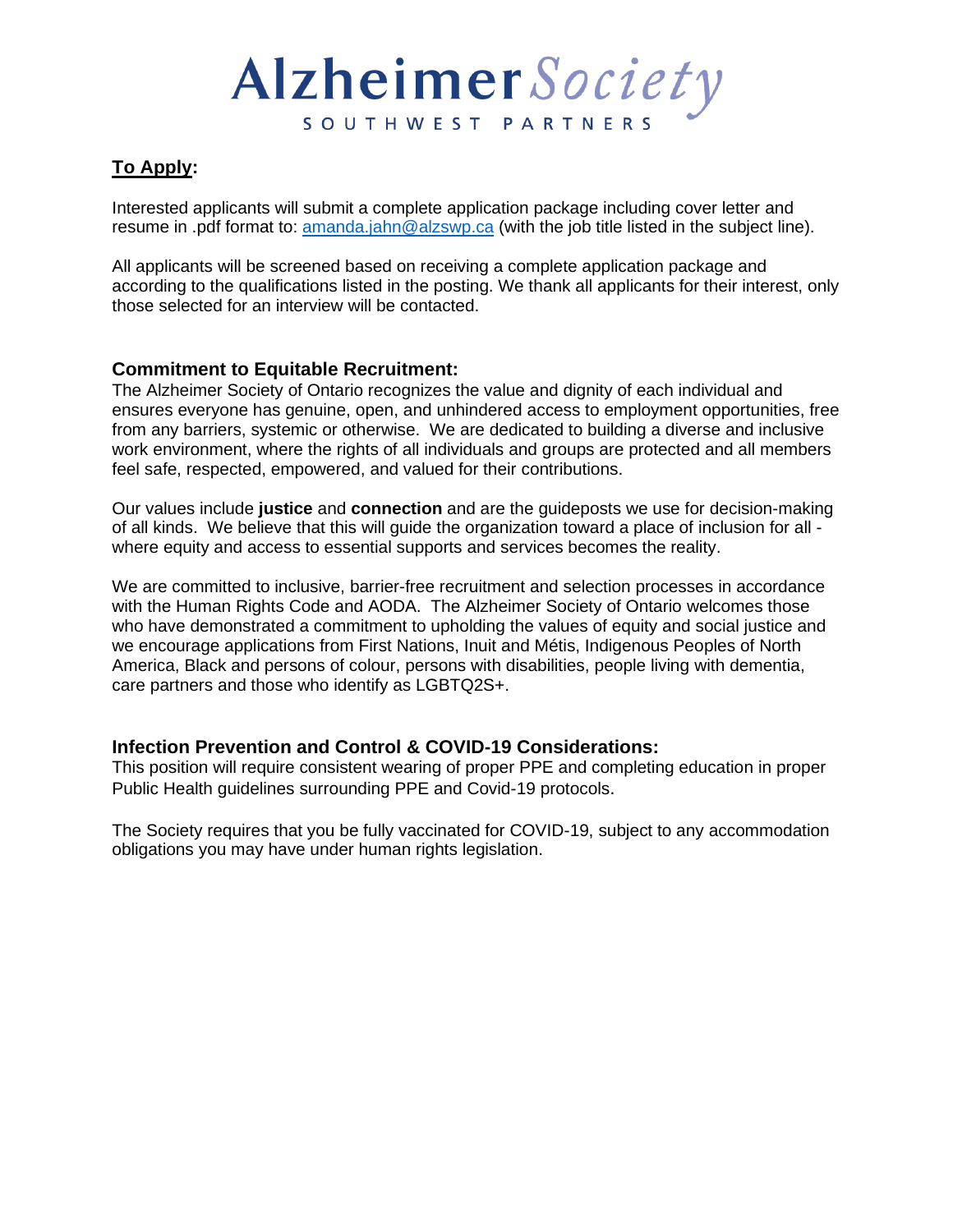## **To Apply:**

Interested applicants will submit a complete application package including cover letter and resume in .pdf format to: amanda.jahn@alzswp.ca (with the job title listed in the subject line).

All applicants will be screened based on receiving a complete application package and according to the qualifications listed in the posting. We thank all applicants for their interest, only those selected for an interview will be contacted.

### **Commitment to Equitable Recruitment:**

The Alzheimer Society of Ontario recognizes the value and dignity of each individual and ensures everyone has genuine, open, and unhindered access to employment opportunities, free from any barriers, systemic or otherwise. We are dedicated to building a diverse and inclusive work environment, where the rights of all individuals and groups are protected and all members feel safe, respected, empowered, and valued for their contributions.

Our values include **justice** and **connection** and are the guideposts we use for decision-making of all kinds. We believe that this will guide the organization toward a place of inclusion for all - where equity and access to essential supports and services becomes the reality.

We are committed to inclusive, barrier-free recruitment and selection processes in accordance with the Human Rights Code and AODA. The Alzheimer Society of Ontario welcomes those who have demonstrated a commitment to upholding the values of equity and social justice and we encourage applications from First Nations, Inuit and Métis, Indigenous Peoples of North America, Black and persons of colour, persons with disabilities, people living with dementia, care partners and those who identify as LGBTQ2S+.

### **Infection Prevention and Control & COVID-19 Considerations:**

This position will require consistent wearing of proper PPE and completing education in proper Public Health guidelines surrounding PPE and Covid-19 protocols.

The Society requires that you be fully vaccinated for COVID-19, subject to any accommodation obligations you may have under human rights legislation.